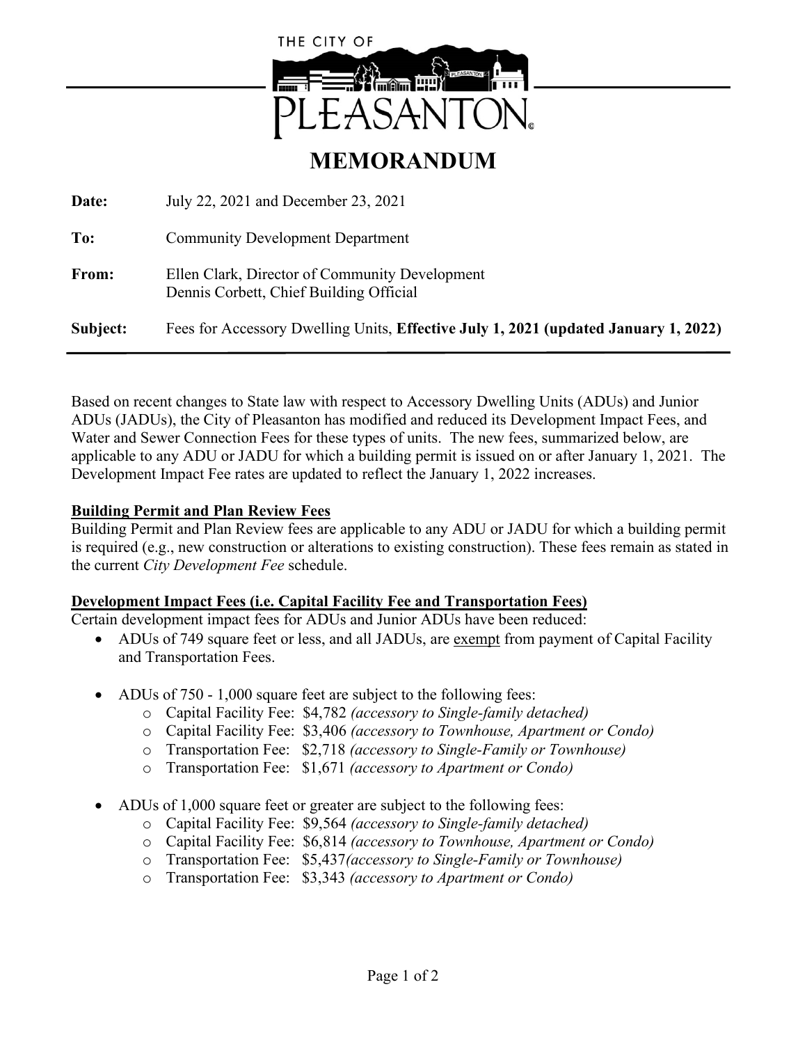THE CITY OF PLEASANTON

# MEMORANDUM

**Date:** July 22, 2021 and December 23, 2021

**To:** Community Development Department

**From:** Ellen Clark, Director of Community Development
Dennis Corbett, Chief Building Official

**Subject:** Fees for Accessory Dwelling Units, **Effective July 1, 2021 (updated January 1, 2022)**

---

Based on recent changes to State law with respect to Accessory Dwelling Units (ADUs) and Junior ADUs (JADUs), the City of Pleasanton has modified and reduced its Development Impact Fees, and Water and Sewer Connection Fees for these types of units. The new fees, summarized below, are applicable to any ADU or JADU for which a building permit is issued on or after January 1, 2021. The Development Impact Fee rates are updated to reflect the January 1, 2022 increases.

**Building Permit and Plan Review Fees**

Building Permit and Plan Review fees are applicable to any ADU or JADU for which a building permit is required (e.g., new construction or alterations to existing construction). These fees remain as stated in the current *City Development Fee* schedule.

**Development Impact Fees (i.e. Capital Facility Fee and Transportation Fees)**

Certain development impact fees for ADUs and Junior ADUs have been reduced:

- ADUs of 749 square feet or less, and all JADUs, are exempt from payment of Capital Facility and Transportation Fees.

- ADUs of 750 - 1,000 square feet are subject to the following fees:
  - Capital Facility Fee: $4,782 *(accessory to Single-family detached)*
  - Capital Facility Fee: $3,406 *(accessory to Townhouse, Apartment or Condo)*
  - Transportation Fee: $2,718 *(accessory to Single-Family or Townhouse)*
  - Transportation Fee: $1,671 *(accessory to Apartment or Condo)*

- ADUs of 1,000 square feet or greater are subject to the following fees:
  - Capital Facility Fee: $9,564 *(accessory to Single-family detached)*
  - Capital Facility Fee: $6,814 *(accessory to Townhouse, Apartment or Condo)*
  - Transportation Fee: $5,437*(accessory to Single-Family or Townhouse)*
  - Transportation Fee: $3,343 *(accessory to Apartment or Condo)*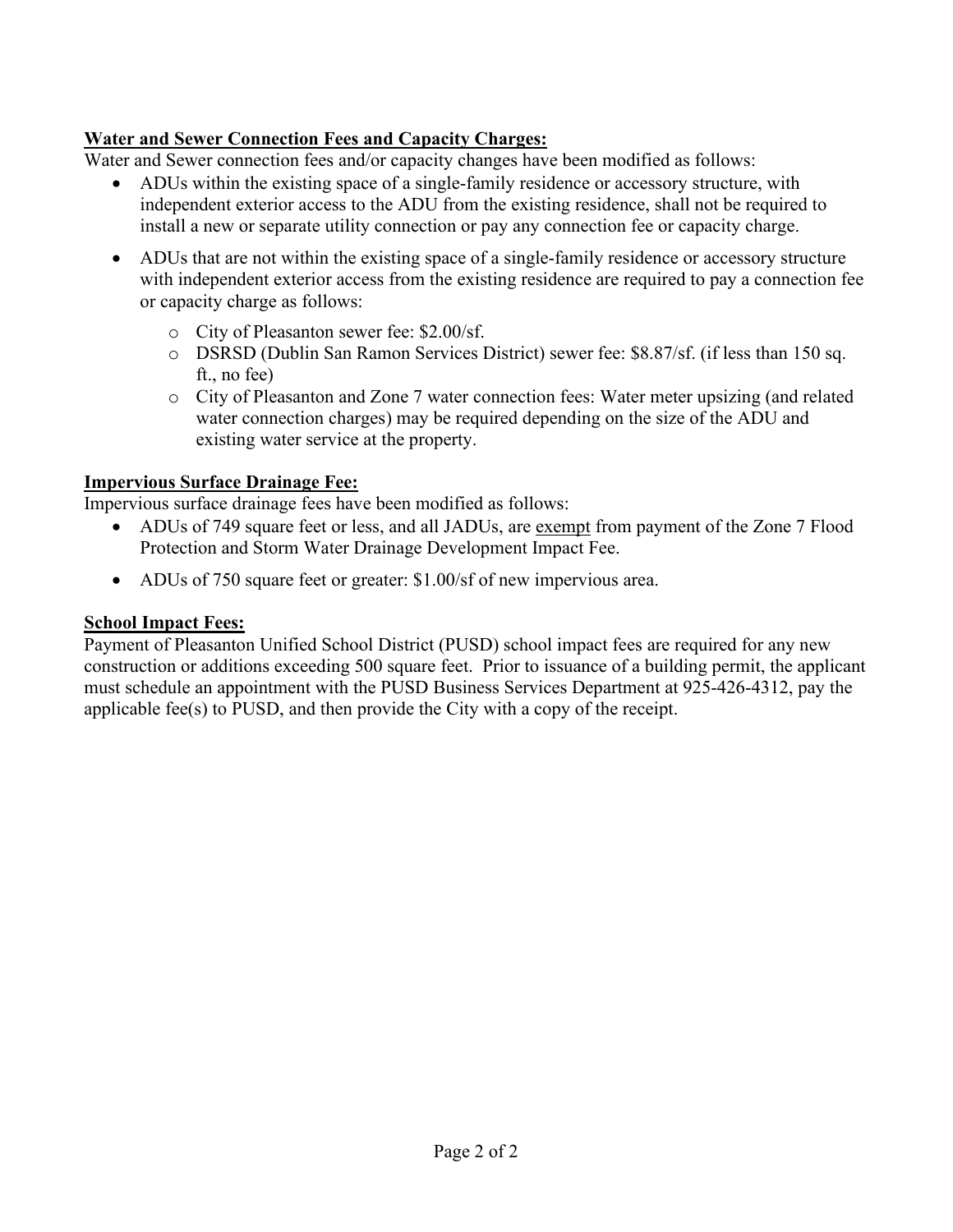**Water and Sewer Connection Fees and Capacity Charges:**

Water and Sewer connection fees and/or capacity changes have been modified as follows:

- ADUs within the existing space of a single-family residence or accessory structure, with independent exterior access to the ADU from the existing residence, shall not be required to install a new or separate utility connection or pay any connection fee or capacity charge.
- ADUs that are not within the existing space of a single-family residence or accessory structure with independent exterior access from the existing residence are required to pay a connection fee or capacity charge as follows:
    - City of Pleasanton sewer fee: $2.00/sf.
    - DSRSD (Dublin San Ramon Services District) sewer fee: $8.87/sf. (if less than 150 sq. ft., no fee)
    - City of Pleasanton and Zone 7 water connection fees: Water meter upsizing (and related water connection charges) may be required depending on the size of the ADU and existing water service at the property.

**Impervious Surface Drainage Fee:**

Impervious surface drainage fees have been modified as follows:

- ADUs of 749 square feet or less, and all JADUs, are exempt from payment of the Zone 7 Flood Protection and Storm Water Drainage Development Impact Fee.
- ADUs of 750 square feet or greater: $1.00/sf of new impervious area.

**School Impact Fees:**

Payment of Pleasanton Unified School District (PUSD) school impact fees are required for any new construction or additions exceeding 500 square feet. Prior to issuance of a building permit, the applicant must schedule an appointment with the PUSD Business Services Department at 925-426-4312, pay the applicable fee(s) to PUSD, and then provide the City with a copy of the receipt.